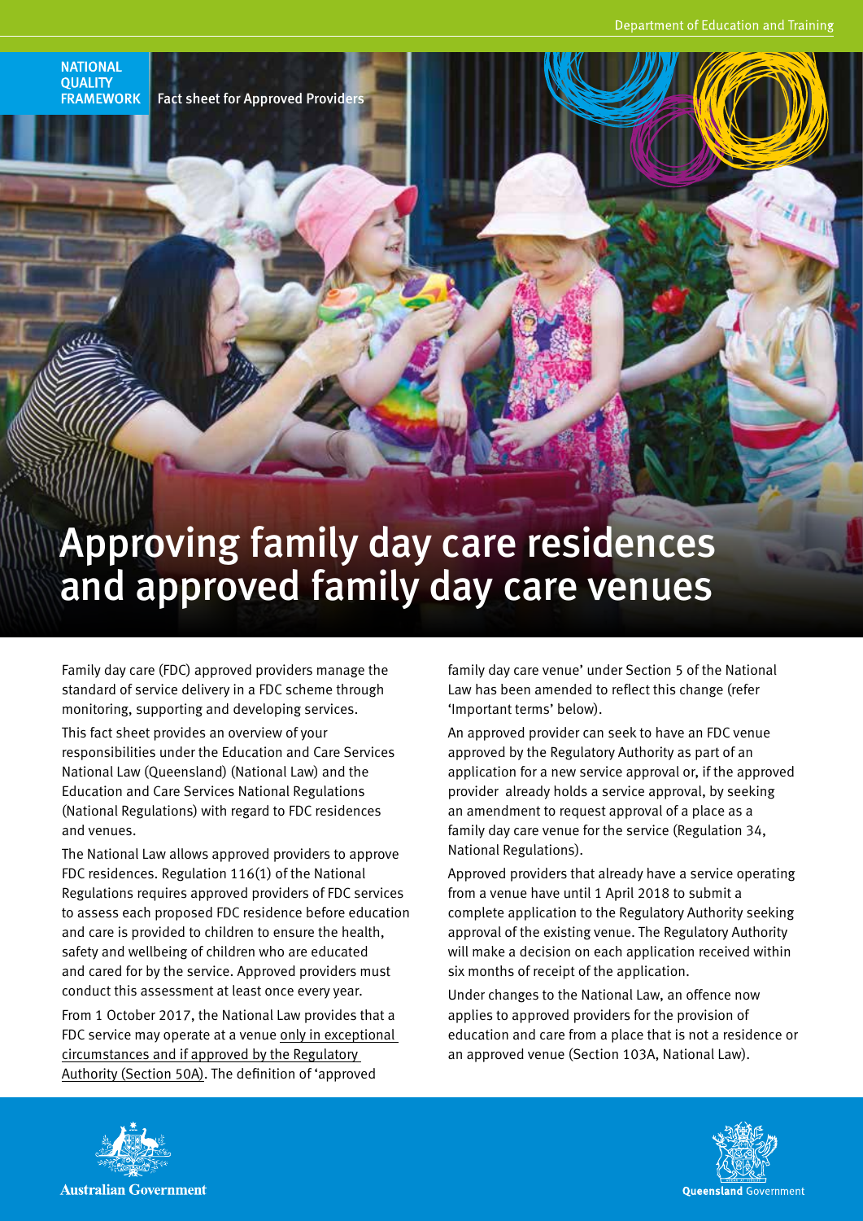NATIONAL QUALITY FRAMEWORK | Fact sheet for Approved Providers

# Approving family day care residences and approved family day care venues

Family day care (FDC) approved providers manage the standard of service delivery in a FDC scheme through monitoring, supporting and developing services.

This fact sheet provides an overview of your responsibilities under the Education and Care Services National Law (Queensland) (National Law) and the Education and Care Services National Regulations (National Regulations) with regard to FDC residences and venues.

The National Law allows approved providers to approve FDC residences. Regulation 116(1) of the National Regulations requires approved providers of FDC services to assess each proposed FDC residence before education and care is provided to children to ensure the health, safety and wellbeing of children who are educated and cared for by the service. Approved providers must conduct this assessment at least once every year.

From 1 October 2017, the National Law provides that a FDC service may operate at a venue only in exceptional circumstances and if approved by the Regulatory Authority (Section 50A). The definition of 'approved family day care venue' under Section 5 of the National Law has been amended to reflect this change (refer 'Important terms' below).

An approved provider can seek to have an FDC venue approved by the Regulatory Authority as part of an application for a new service approval or, if the approved provider already holds a service approval, by seeking an amendment to request approval of a place as a family day care venue for the service (Regulation 34, National Regulations).

Approved providers that already have a service operating from a venue have until 1 April 2018 to submit a complete application to the Regulatory Authority seeking approval of the existing venue. The Regulatory Authority will make a decision on each application received within six months of receipt of the application.

Under changes to the National Law, an offence now applies to approved providers for the provision of education and care from a place that is not a residence or an approved venue (Section 103A, National Law).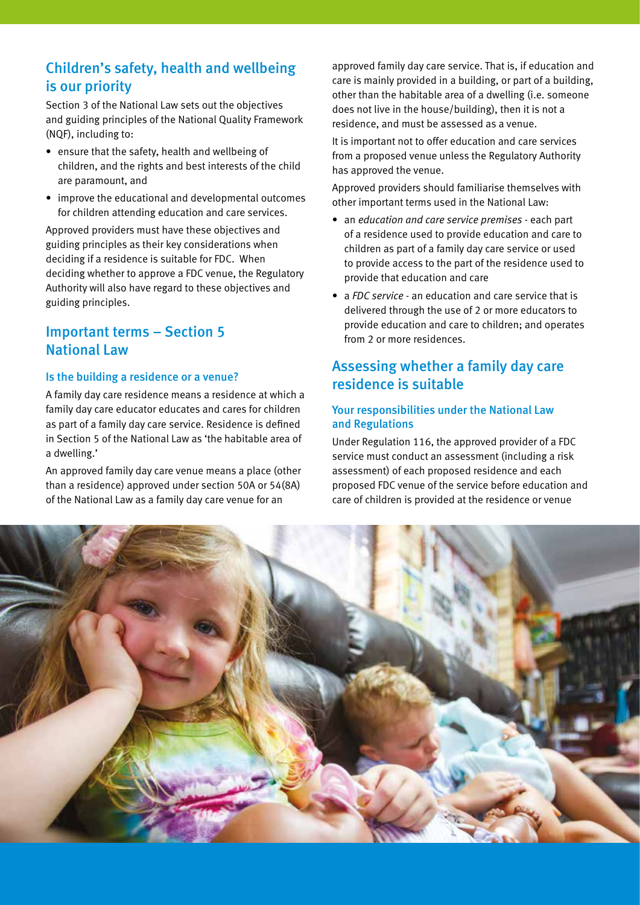## Children's safety, health and wellbeing is our priority

Section 3 of the National Law sets out the objectives and guiding principles of the National Quality Framework (NQF), including to:

- ensure that the safety, health and wellbeing of children, and the rights and best interests of the child are paramount, and
- improve the educational and developmental outcomes for children attending education and care services.

Approved providers must have these objectives and guiding principles as their key considerations when deciding if a residence is suitable for FDC. When deciding whether to approve a FDC venue, the Regulatory Authority will also have regard to these objectives and guiding principles.

## Important terms – Section 5 National Law

### Is the building a residence or a venue?

A family day care residence means a residence at which a family day care educator educates and cares for children as part of a family day care service. Residence is defined in Section 5 of the National Law as 'the habitable area of a dwelling.'

An approved family day care venue means a place (other than a residence) approved under section 50A or 54(8A) of the National Law as a family day care venue for an approved family day care service. That is, if education and care is mainly provided in a building, or part of a building, other than the habitable area of a dwelling (i.e. someone does not live in the house/building), then it is not a residence, and must be assessed as a venue.

It is important not to offer education and care services from a proposed venue unless the Regulatory Authority has approved the venue.

Approved providers should familiarise themselves with other important terms used in the National Law:

- an *education and care service premises* - each part of a residence used to provide education and care to children as part of a family day care service or used to provide access to the part of the residence used to provide that education and care
- a *FDC service* - an education and care service that is delivered through the use of 2 or more educators to provide education and care to children; and operates from 2 or more residences.

## Assessing whether a family day care residence is suitable

### Your responsibilities under the National Law and Regulations

Under Regulation 116, the approved provider of a FDC service must conduct an assessment (including a risk assessment) of each proposed residence and each proposed FDC venue of the service before education and care of children is provided at the residence or venue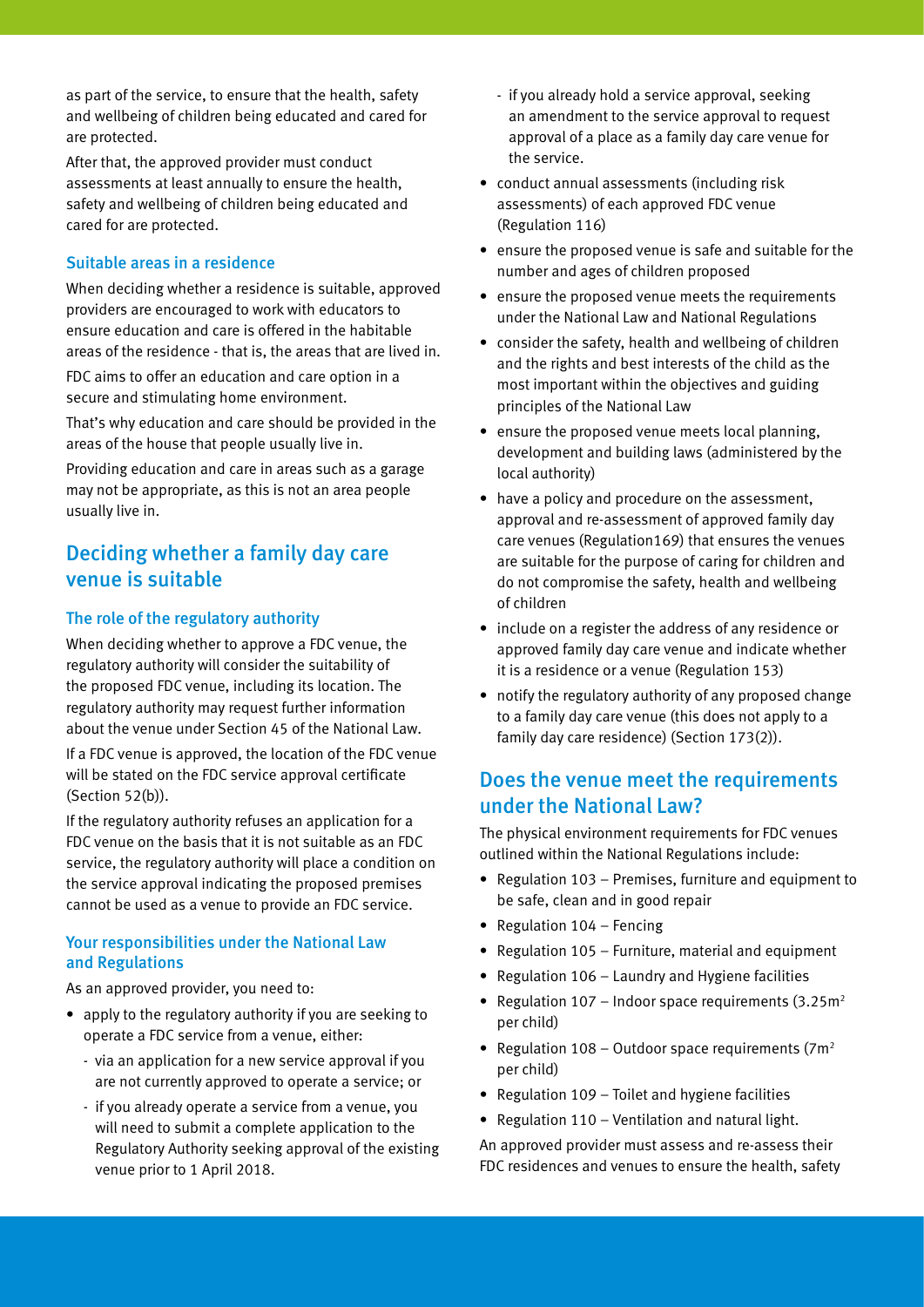as part of the service, to ensure that the health, safety and wellbeing of children being educated and cared for are protected.

After that, the approved provider must conduct assessments at least annually to ensure the health, safety and wellbeing of children being educated and cared for are protected.

### Suitable areas in a residence

When deciding whether a residence is suitable, approved providers are encouraged to work with educators to ensure education and care is offered in the habitable areas of the residence - that is, the areas that are lived in.

FDC aims to offer an education and care option in a secure and stimulating home environment.

That's why education and care should be provided in the areas of the house that people usually live in.

Providing education and care in areas such as a garage may not be appropriate, as this is not an area people usually live in.

## Deciding whether a family day care venue is suitable

### The role of the regulatory authority

When deciding whether to approve a FDC venue, the regulatory authority will consider the suitability of the proposed FDC venue, including its location. The regulatory authority may request further information about the venue under Section 45 of the National Law.

If a FDC venue is approved, the location of the FDC venue will be stated on the FDC service approval certificate (Section 52(b)).

If the regulatory authority refuses an application for a FDC venue on the basis that it is not suitable as an FDC service, the regulatory authority will place a condition on the service approval indicating the proposed premises cannot be used as a venue to provide an FDC service.

### Your responsibilities under the National Law and Regulations

As an approved provider, you need to:

- apply to the regulatory authority if you are seeking to operate a FDC service from a venue, either:
  - via an application for a new service approval if you are not currently approved to operate a service; or
  - if you already operate a service from a venue, you will need to submit a complete application to the Regulatory Authority seeking approval of the existing venue prior to 1 April 2018.
  - if you already hold a service approval, seeking an amendment to the service approval to request approval of a place as a family day care venue for the service.
- conduct annual assessments (including risk assessments) of each approved FDC venue (Regulation 116)
- ensure the proposed venue is safe and suitable for the number and ages of children proposed
- ensure the proposed venue meets the requirements under the National Law and National Regulations
- consider the safety, health and wellbeing of children and the rights and best interests of the child as the most important within the objectives and guiding principles of the National Law
- ensure the proposed venue meets local planning, development and building laws (administered by the local authority)
- have a policy and procedure on the assessment, approval and re-assessment of approved family day care venues (Regulation169) that ensures the venues are suitable for the purpose of caring for children and do not compromise the safety, health and wellbeing of children
- include on a register the address of any residence or approved family day care venue and indicate whether it is a residence or a venue (Regulation 153)
- notify the regulatory authority of any proposed change to a family day care venue (this does not apply to a family day care residence) (Section 173(2)).

## Does the venue meet the requirements under the National Law?

The physical environment requirements for FDC venues outlined within the National Regulations include:

- Regulation 103 – Premises, furniture and equipment to be safe, clean and in good repair
- Regulation 104 – Fencing
- Regulation 105 – Furniture, material and equipment
- Regulation 106 – Laundry and Hygiene facilities
- Regulation 107 – Indoor space requirements (3.25m$^2$ per child)
- Regulation 108 – Outdoor space requirements (7m$^2$ per child)
- Regulation 109 – Toilet and hygiene facilities
- Regulation 110 – Ventilation and natural light.

An approved provider must assess and re-assess their FDC residences and venues to ensure the health, safety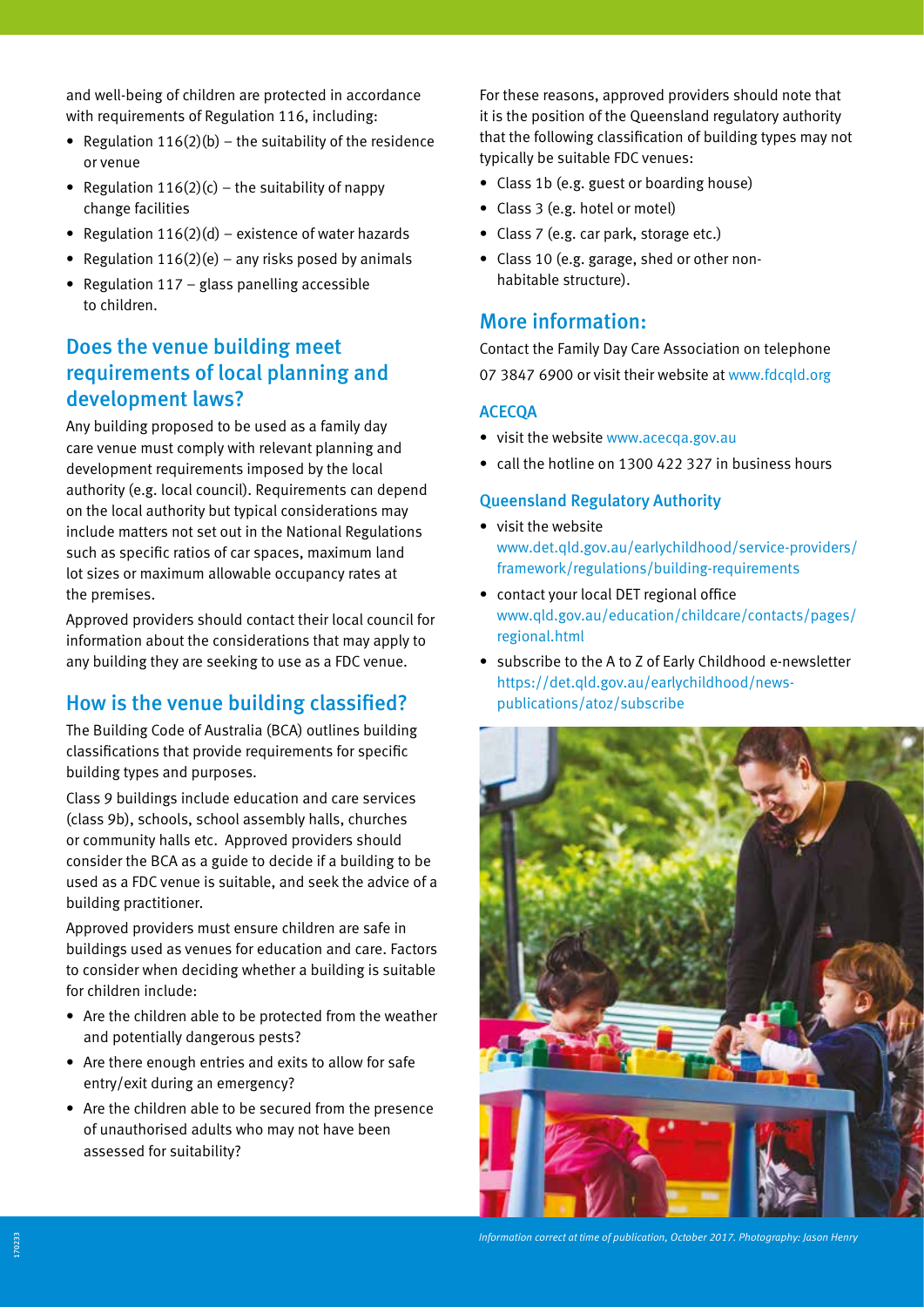and well-being of children are protected in accordance with requirements of Regulation 116, including:

- Regulation 116(2)(b) – the suitability of the residence or venue
- Regulation 116(2)(c) – the suitability of nappy change facilities
- Regulation 116(2)(d) – existence of water hazards
- Regulation 116(2)(e) – any risks posed by animals
- Regulation 117 – glass panelling accessible to children.

## Does the venue building meet requirements of local planning and development laws?

Any building proposed to be used as a family day care venue must comply with relevant planning and development requirements imposed by the local authority (e.g. local council). Requirements can depend on the local authority but typical considerations may include matters not set out in the National Regulations such as specific ratios of car spaces, maximum land lot sizes or maximum allowable occupancy rates at the premises.

Approved providers should contact their local council for information about the considerations that may apply to any building they are seeking to use as a FDC venue.

## How is the venue building classified?

The Building Code of Australia (BCA) outlines building classifications that provide requirements for specific building types and purposes.

Class 9 buildings include education and care services (class 9b), schools, school assembly halls, churches or community halls etc. Approved providers should consider the BCA as a guide to decide if a building to be used as a FDC venue is suitable, and seek the advice of a building practitioner.

Approved providers must ensure children are safe in buildings used as venues for education and care. Factors to consider when deciding whether a building is suitable for children include:

- Are the children able to be protected from the weather and potentially dangerous pests?
- Are there enough entries and exits to allow for safe entry/exit during an emergency?
- Are the children able to be secured from the presence of unauthorised adults who may not have been assessed for suitability?

For these reasons, approved providers should note that it is the position of the Queensland regulatory authority that the following classification of building types may not typically be suitable FDC venues:

- Class 1b (e.g. guest or boarding house)
- Class 3 (e.g. hotel or motel)
- Class 7 (e.g. car park, storage etc.)
- Class 10 (e.g. garage, shed or other non-habitable structure).

## More information:

Contact the Family Day Care Association on telephone 07 3847 6900 or visit their website at www.fdcqld.org

### ACECQA

- visit the website www.acecqa.gov.au
- call the hotline on 1300 422 327 in business hours

### Queensland Regulatory Authority

- visit the website www.det.qld.gov.au/earlychildhood/service-providers/framework/regulations/building-requirements
- contact your local DET regional office www.qld.gov.au/education/childcare/contacts/pages/regional.html
- subscribe to the A to Z of Early Childhood e-newsletter https://det.qld.gov.au/earlychildhood/news-publications/atoz/subscribe

*Information correct at time of publication, October 2017. Photography: Jason Henry*